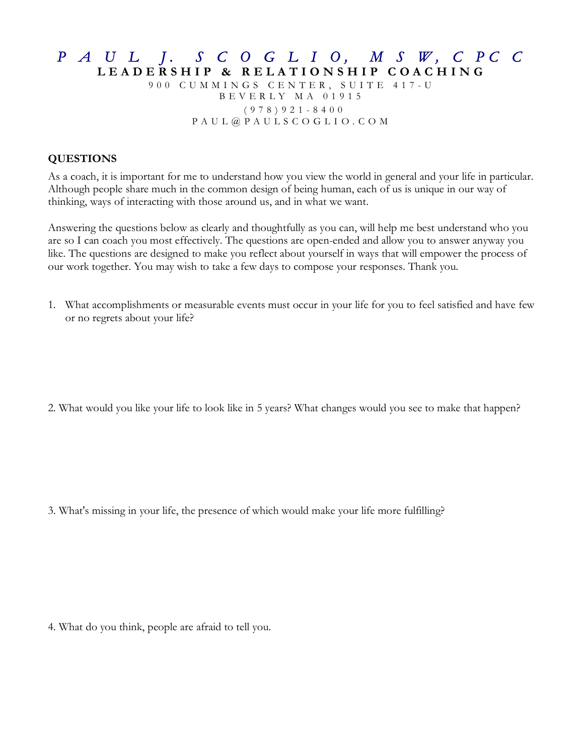# PAUL J. SCOGLIO, MSW, CPCC

**LEADERSHIP & RELATIONSHIP COACHING**

900 CUMMINGS CENTER, SUITE 417-U
BEVERLY MA 01915
(978)921-8400
PAUL@PAULSCOGLIO.COM

**QUESTIONS**

As a coach, it is important for me to understand how you view the world in general and your life in particular. Although people share much in the common design of being human, each of us is unique in our way of thinking, ways of interacting with those around us, and in what we want.

Answering the questions below as clearly and thoughtfully as you can, will help me best understand who you are so I can coach you most effectively. The questions are open-ended and allow you to answer anyway you like. The questions are designed to make you reflect about yourself in ways that will empower the process of our work together. You may wish to take a few days to compose your responses. Thank you.

1. What accomplishments or measurable events must occur in your life for you to feel satisfied and have few or no regrets about your life?

2. What would you like your life to look like in 5 years? What changes would you see to make that happen?

3. What's missing in your life, the presence of which would make your life more fulfilling?

4. What do you think, people are afraid to tell you.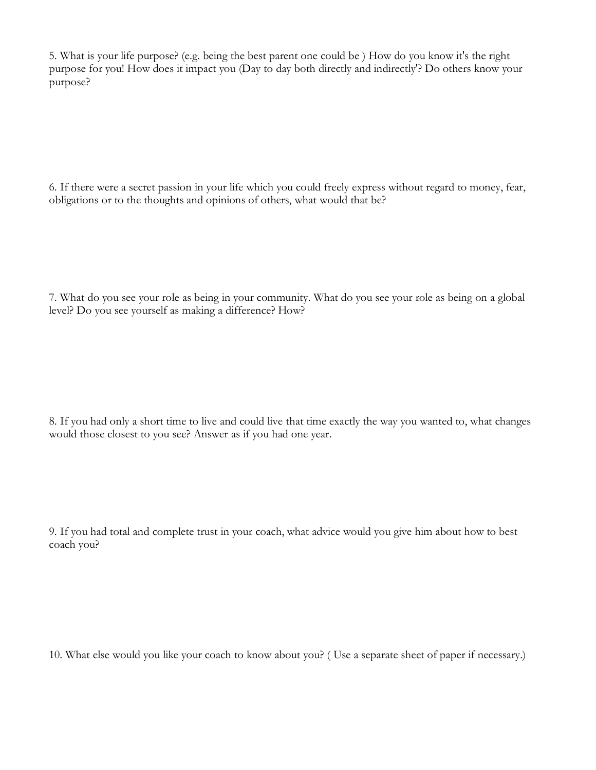5. What is your life purpose? (e.g. being the best parent one could be ) How do you know it's the right purpose for you! How does it impact you (Day to day both directly and indirectly'? Do others know your purpose?

6. If there were a secret passion in your life which you could freely express without regard to money, fear, obligations or to the thoughts and opinions of others, what would that be?

7. What do you see your role as being in your community. What do you see your role as being on a global level? Do you see yourself as making a difference? How?

8. If you had only a short time to live and could live that time exactly the way you wanted to, what changes would those closest to you see? Answer as if you had one year.

9. If you had total and complete trust in your coach, what advice would you give him about how to best coach you?

10. What else would you like your coach to know about you? ( Use a separate sheet of paper if necessary.)